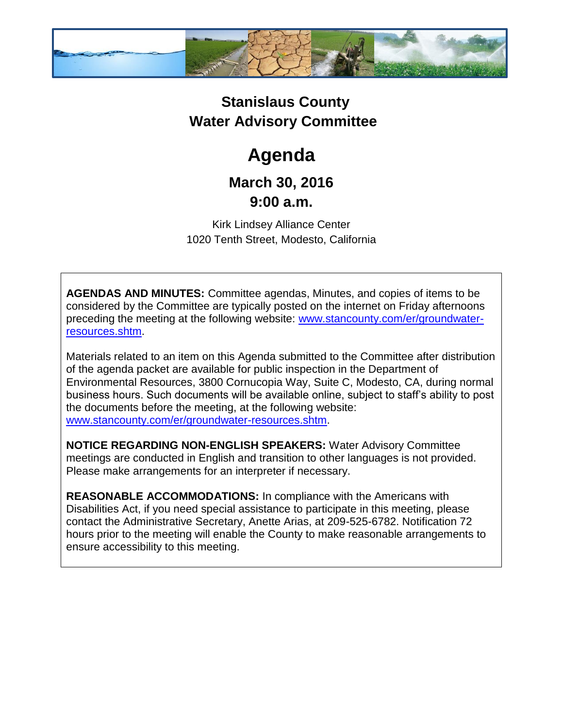# Stanislaus County
# Water Advisory Committee

# Agenda

## March 30, 2016
## 9:00 a.m.

Kirk Lindsey Alliance Center
1020 Tenth Street, Modesto, California

**AGENDAS AND MINUTES:** Committee agendas, Minutes, and copies of items to be considered by the Committee are typically posted on the internet on Friday afternoons preceding the meeting at the following website: [www.stancounty.com/er/groundwater-resources.shtm](www.stancounty.com/er/groundwater-resources.shtm).

Materials related to an item on this Agenda submitted to the Committee after distribution of the agenda packet are available for public inspection in the Department of Environmental Resources, 3800 Cornucopia Way, Suite C, Modesto, CA, during normal business hours. Such documents will be available online, subject to staff's ability to post the documents before the meeting, at the following website: [www.stancounty.com/er/groundwater-resources.shtm](www.stancounty.com/er/groundwater-resources.shtm).

**NOTICE REGARDING NON-ENGLISH SPEAKERS:** Water Advisory Committee meetings are conducted in English and transition to other languages is not provided. Please make arrangements for an interpreter if necessary.

**REASONABLE ACCOMMODATIONS:** In compliance with the Americans with Disabilities Act, if you need special assistance to participate in this meeting, please contact the Administrative Secretary, Anette Arias, at 209-525-6782. Notification 72 hours prior to the meeting will enable the County to make reasonable arrangements to ensure accessibility to this meeting.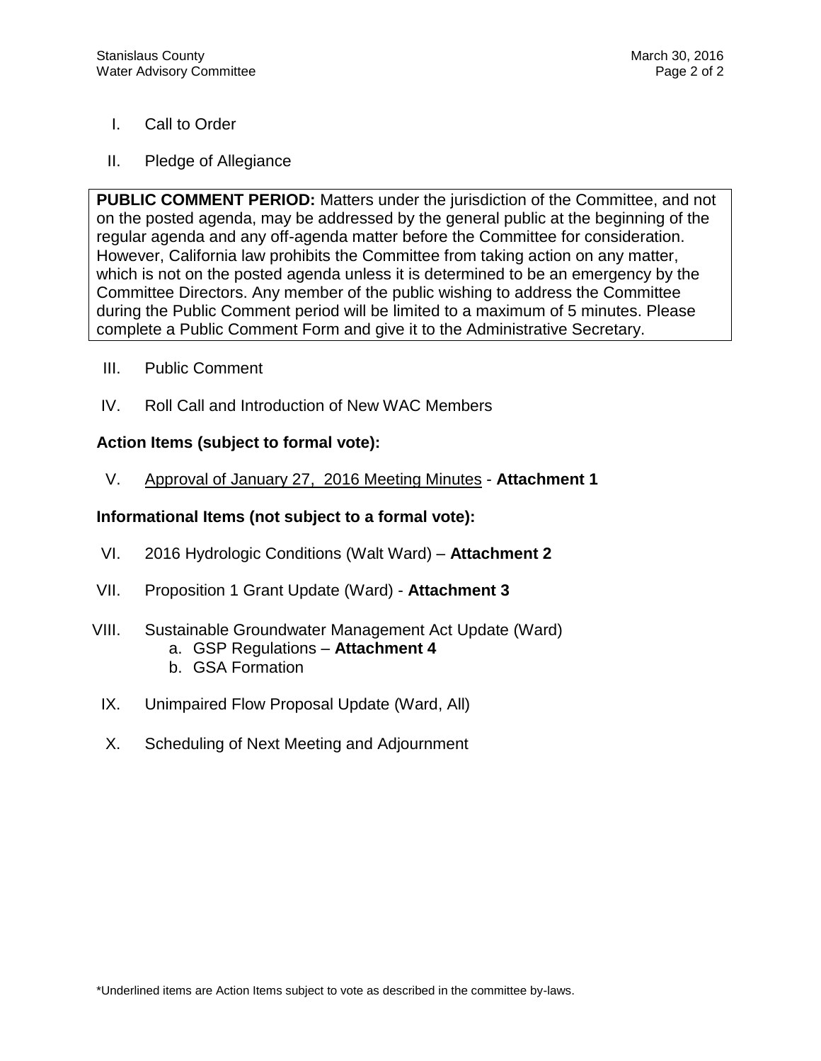I. Call to Order

II. Pledge of Allegiance

**PUBLIC COMMENT PERIOD:** Matters under the jurisdiction of the Committee, and not on the posted agenda, may be addressed by the general public at the beginning of the regular agenda and any off-agenda matter before the Committee for consideration. However, California law prohibits the Committee from taking action on any matter, which is not on the posted agenda unless it is determined to be an emergency by the Committee Directors. Any member of the public wishing to address the Committee during the Public Comment period will be limited to a maximum of 5 minutes. Please complete a Public Comment Form and give it to the Administrative Secretary.

III. Public Comment

IV. Roll Call and Introduction of New WAC Members

**Action Items (subject to formal vote):**

V. <u>Approval of January 27, 2016 Meeting Minutes</u> - **Attachment 1**

**Informational Items (not subject to a formal vote):**

VI. 2016 Hydrologic Conditions (Walt Ward) – **Attachment 2**

VII. Proposition 1 Grant Update (Ward) - **Attachment 3**

VIII. Sustainable Groundwater Management Act Update (Ward)
   a. GSP Regulations – **Attachment 4**
   b. GSA Formation

IX. Unimpaired Flow Proposal Update (Ward, All)

X. Scheduling of Next Meeting and Adjournment

*Underlined items are Action Items subject to vote as described in the committee by-laws.